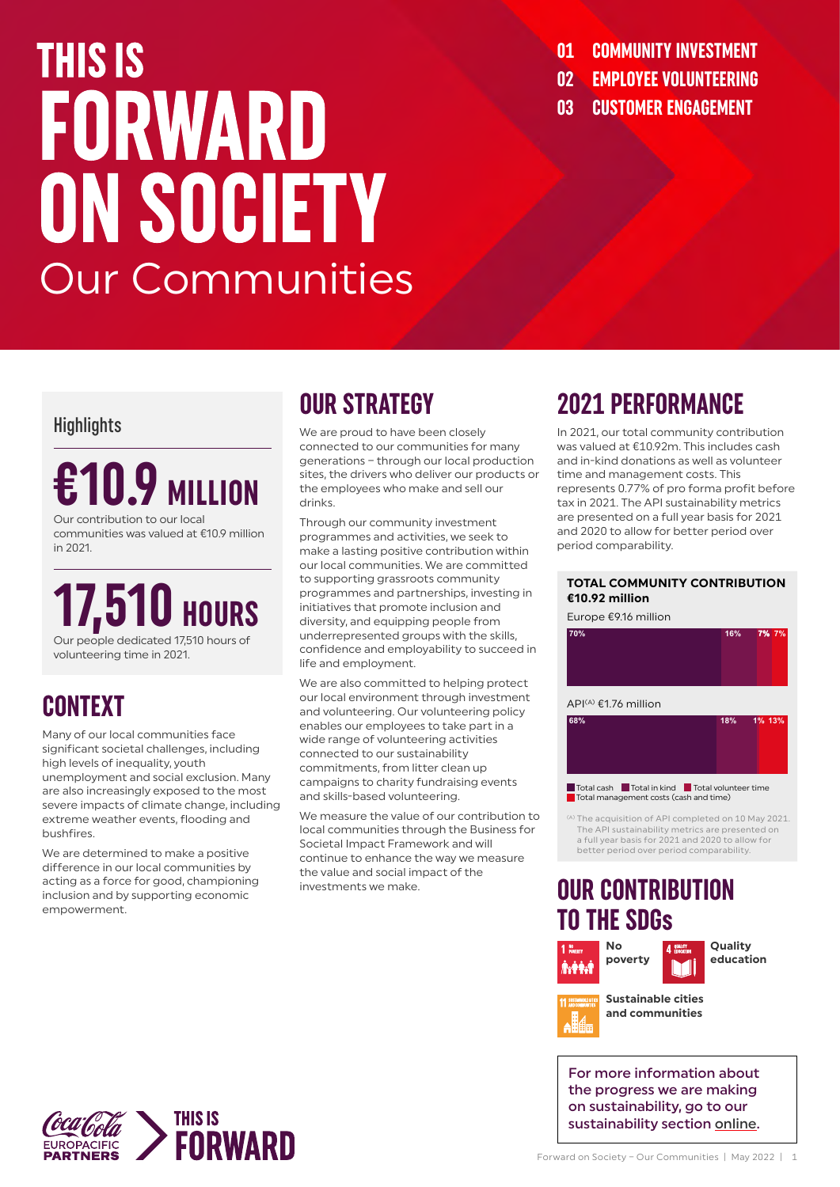# THIS IS FORWARD ON SOCIETY

Our Communities

01 COMMUNITY INVESTMENT
02 EMPLOYEE VOLUNTEERING
03 CUSTOMER ENGAGEMENT

## Highlights

**€10.9 MILLION**

Our contribution to our local communities was valued at €10.9 million in 2021.

**17,510 HOURS**

Our people dedicated 17,510 hours of volunteering time in 2021.

## CONTEXT

Many of our local communities face significant societal challenges, including high levels of inequality, youth unemployment and social exclusion. Many are also increasingly exposed to the most severe impacts of climate change, including extreme weather events, flooding and bushfires.

We are determined to make a positive difference in our local communities by acting as a force for good, championing inclusion and by supporting economic empowerment.

## OUR STRATEGY

We are proud to have been closely connected to our communities for many generations – through our local production sites, the drivers who deliver our products or the employees who make and sell our drinks.

Through our community investment programmes and activities, we seek to make a lasting positive contribution within our local communities. We are committed to supporting grassroots community programmes and partnerships, investing in initiatives that promote inclusion and diversity, and equipping people from underrepresented groups with the skills, confidence and employability to succeed in life and employment.

We are also committed to helping protect our local environment through investment and volunteering. Our volunteering policy enables our employees to take part in a wide range of volunteering activities connected to our sustainability commitments, from litter clean up campaigns to charity fundraising events and skills-based volunteering.

We measure the value of our contribution to local communities through the Business for Societal Impact Framework and will continue to enhance the way we measure the value and social impact of the investments we make.

## 2021 PERFORMANCE

In 2021, our total community contribution was valued at €10.92m. This includes cash and in-kind donations as well as volunteer time and management costs. This represents 0.77% of pro forma profit before tax in 2021. The API sustainability metrics are presented on a full year basis for 2021 and 2020 to allow for better period over period comparability.

**TOTAL COMMUNITY CONTRIBUTION €10.92 million**

| | Total cash | Total in kind | Total volunteer time | Total management costs (cash and time) |
|---|---|---|---|---|
| Europe €9.16 million | 70% | 16% | 7% | 7% |
| API[(A)] €1.76 million | 68% | 18% | 1% | 13% |

(A) The acquisition of API completed on 10 May 2021. The API sustainability metrics are presented on a full year basis for 2021 and 2020 to allow for better period over period comparability.

## OUR CONTRIBUTION TO THE SDGs

- 1 No poverty
- 4 Quality education
- 11 Sustainable cities and communities

For more information about the progress we are making on sustainability, go to our sustainability section online.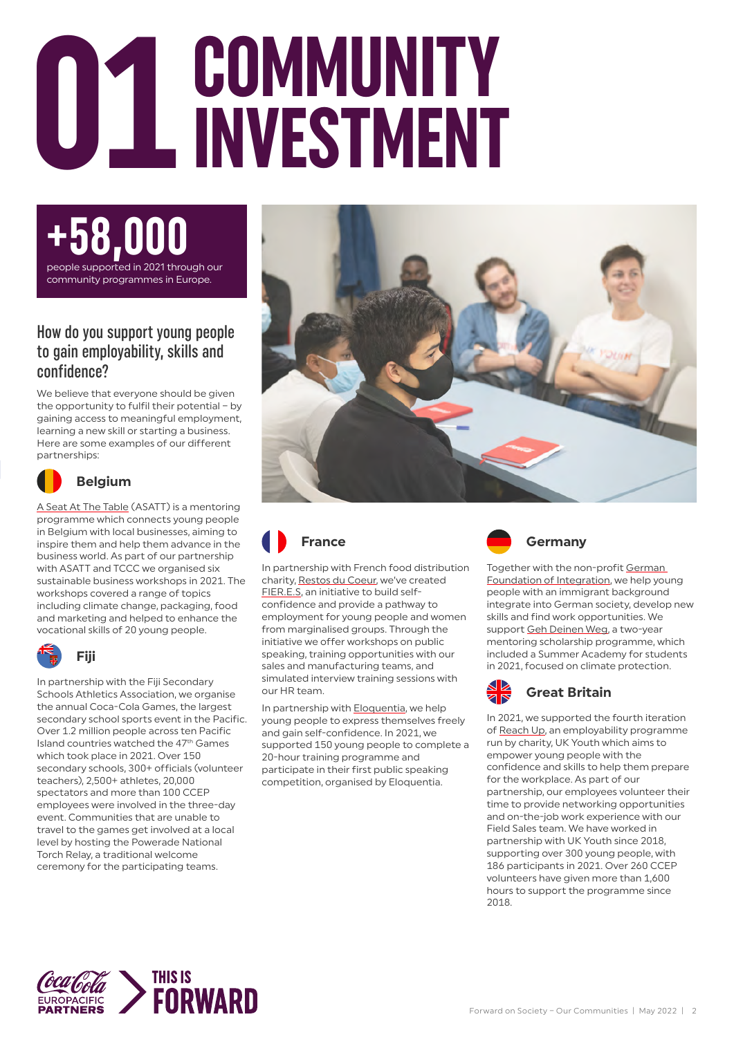# 01 COMMUNITY INVESTMENT

**+58,000**

people supported in 2021 through our community programmes in Europe.

## How do you support young people to gain employability, skills and confidence?

We believe that everyone should be given the opportunity to fulfil their potential – by gaining access to meaningful employment, learning a new skill or starting a business. Here are some examples of our different partnerships:

### Belgium

A Seat At The Table (ASATT) is a mentoring programme which connects young people in Belgium with local businesses, aiming to inspire them and help them advance in the business world. As part of our partnership with ASATT and TCCC we organised six sustainable business workshops in 2021. The workshops covered a range of topics including climate change, packaging, food and marketing and helped to enhance the vocational skills of 20 young people.

### Fiji

In partnership with the Fiji Secondary Schools Athletics Association, we organise the annual Coca-Cola Games, the largest secondary school sports event in the Pacific. Over 1.2 million people across ten Pacific Island countries watched the 47th Games which took place in 2021. Over 150 secondary schools, 300+ officials (volunteer teachers), 2,500+ athletes, 20,000 spectators and more than 100 CCEP employees were involved in the three-day event. Communities that are unable to travel to the games get involved at a local level by hosting the Powerade National Torch Relay, a traditional welcome ceremony for the participating teams.

### France

In partnership with French food distribution charity, Restos du Coeur, we've created FIER.E.S, an initiative to build self-confidence and provide a pathway to employment for young people and women from marginalised groups. Through the initiative we offer workshops on public speaking, training opportunities with our sales and manufacturing teams, and simulated interview training sessions with our HR team.

In partnership with Eloquentia, we help young people to express themselves freely and gain self-confidence. In 2021, we supported 150 young people to complete a 20-hour training programme and participate in their first public speaking competition, organised by Eloquentia.

### Germany

Together with the non-profit German Foundation of Integration, we help young people with an immigrant background integrate into German society, develop new skills and find work opportunities. We support Geh Deinen Weg, a two-year mentoring scholarship programme, which included a Summer Academy for students in 2021, focused on climate protection.

### Great Britain

In 2021, we supported the fourth iteration of Reach Up, an employability programme run by charity, UK Youth which aims to empower young people with the confidence and skills to help them prepare for the workplace. As part of our partnership, our employees volunteer their time to provide networking opportunities and on-the-job work experience with our Field Sales team. We have worked in partnership with UK Youth since 2018, supporting over 300 young people, with 186 participants in 2021. Over 260 CCEP volunteers have given more than 1,600 hours to support the programme since 2018.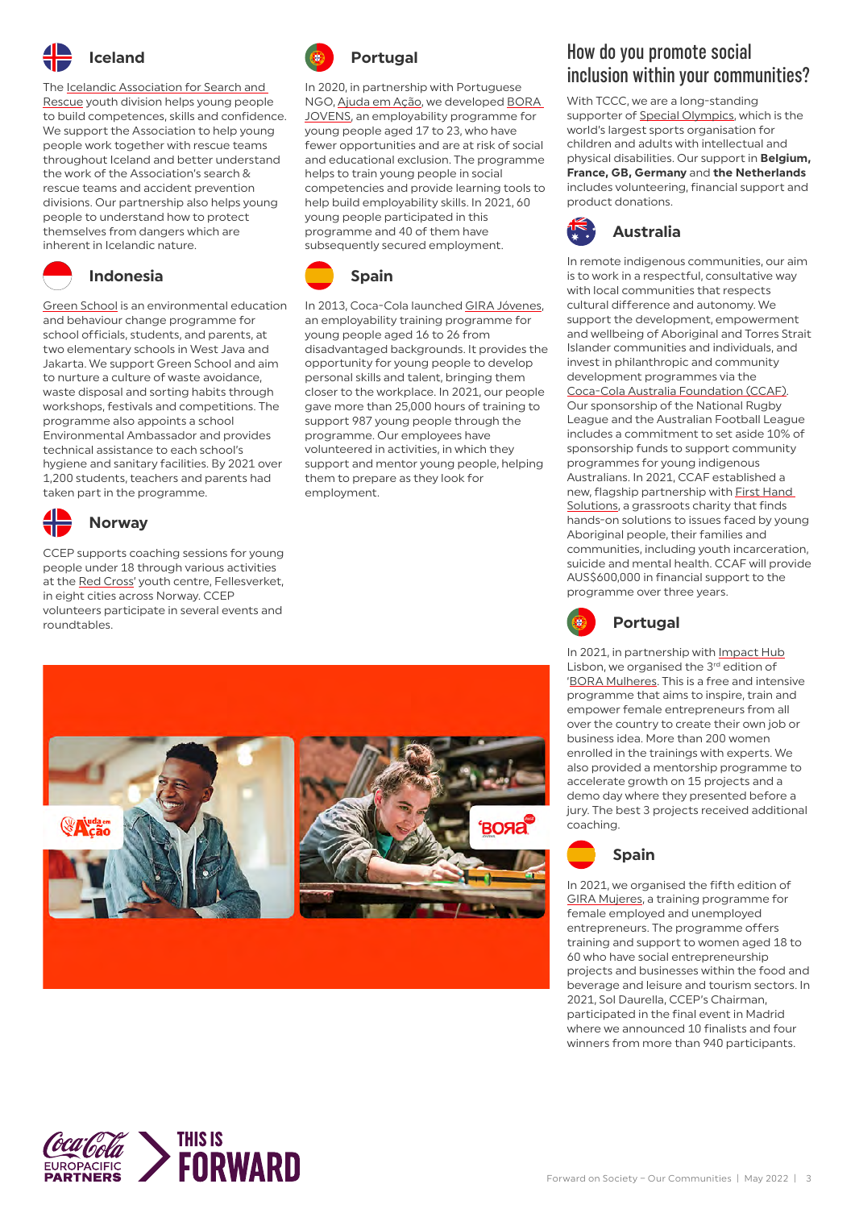## Iceland

The Icelandic Association for Search and Rescue youth division helps young people to build competences, skills and confidence. We support the Association to help young people work together with rescue teams throughout Iceland and better understand the work of the Association's search & rescue teams and accident prevention divisions. Our partnership also helps young people to understand how to protect themselves from dangers which are inherent in Icelandic nature.

## Indonesia

Green School is an environmental education and behaviour change programme for school officials, students, and parents, at two elementary schools in West Java and Jakarta. We support Green School and aim to nurture a culture of waste avoidance, waste disposal and sorting habits through workshops, festivals and competitions. The programme also appoints a school Environmental Ambassador and provides technical assistance to each school's hygiene and sanitary facilities. By 2021 over 1,200 students, teachers and parents had taken part in the programme.

## Norway

CCEP supports coaching sessions for young people under 18 through various activities at the Red Cross' youth centre, Fellesverket, in eight cities across Norway. CCEP volunteers participate in several events and roundtables.

## Portugal

In 2020, in partnership with Portuguese NGO, Ajuda em Ação, we developed BORA JOVENS, an employability programme for young people aged 17 to 23, who have fewer opportunities and are at risk of social and educational exclusion. The programme helps to train young people in social competencies and provide learning tools to help build employability skills. In 2021, 60 young people participated in this programme and 40 of them have subsequently secured employment.

## Spain

In 2013, Coca-Cola launched GIRA Jóvenes, an employability training programme for young people aged 16 to 26 from disadvantaged backgrounds. It provides the opportunity for young people to develop personal skills and talent, bringing them closer to the workplace. In 2021, our people gave more than 25,000 hours of training to support 987 young people through the programme. Our employees have volunteered in activities, in which they support and mentor young people, helping them to prepare as they look for employment.

# How do you promote social inclusion within your communities?

With TCCC, we are a long-standing supporter of Special Olympics, which is the world's largest sports organisation for children and adults with intellectual and physical disabilities. Our support in **Belgium, France, GB, Germany** and **the Netherlands** includes volunteering, financial support and product donations.

## Australia

In remote indigenous communities, our aim is to work in a respectful, consultative way with local communities that respects cultural difference and autonomy. We support the development, empowerment and wellbeing of Aboriginal and Torres Strait Islander communities and individuals, and invest in philanthropic and community development programmes via the Coca-Cola Australia Foundation (CCAF). Our sponsorship of the National Rugby League and the Australian Football League includes a commitment to set aside 10% of sponsorship funds to support community programmes for young indigenous Australians. In 2021, CCAF established a new, flagship partnership with First Hand Solutions, a grassroots charity that finds hands-on solutions to issues faced by young Aboriginal people, their families and communities, including youth incarceration, suicide and mental health. CCAF will provide AUS$600,000 in financial support to the programme over three years.

## Portugal

In 2021, in partnership with Impact Hub Lisbon, we organised the 3rd edition of 'BORA Mulheres. This is a free and intensive programme that aims to inspire, train and empower female entrepreneurs from all over the country to create their own job or business idea. More than 200 women enrolled in the trainings with experts. We also provided a mentorship programme to accelerate growth on 15 projects and a demo day where they presented before a jury. The best 3 projects received additional coaching.

## Spain

In 2021, we organised the fifth edition of GIRA Mujeres, a training programme for female employed and unemployed entrepreneurs. The programme offers training and support to women aged 18 to 60 who have social entrepreneurship projects and businesses within the food and beverage and leisure and tourism sectors. In 2021, Sol Daurella, CCEP's Chairman, participated in the final event in Madrid where we announced 10 finalists and four winners from more than 940 participants.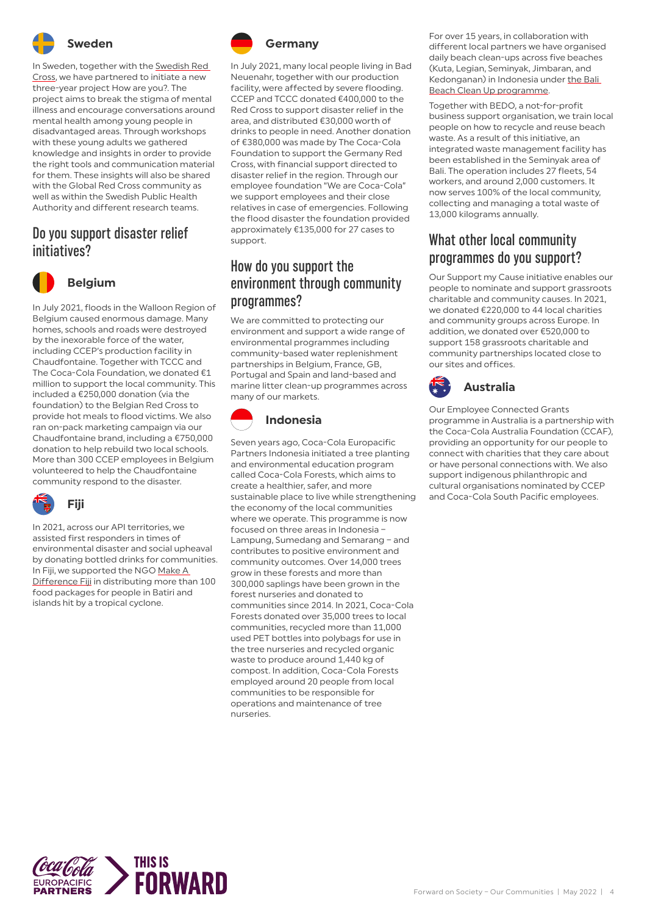### Sweden

In Sweden, together with the Swedish Red Cross, we have partnered to initiate a new three-year project How are you?. The project aims to break the stigma of mental illness and encourage conversations around mental health among young people in disadvantaged areas. Through workshops with these young adults we gathered knowledge and insights in order to provide the right tools and communication material for them. These insights will also be shared with the Global Red Cross community as well as within the Swedish Public Health Authority and different research teams.

## Do you support disaster relief initiatives?

### Belgium

In July 2021, floods in the Walloon Region of Belgium caused enormous damage. Many homes, schools and roads were destroyed by the inexorable force of the water, including CCEP's production facility in Chaudfontaine. Together with TCCC and The Coca-Cola Foundation, we donated €1 million to support the local community. This included a €250,000 donation (via the foundation) to the Belgian Red Cross to provide hot meals to flood victims. We also ran on-pack marketing campaign via our Chaudfontaine brand, including a €750,000 donation to help rebuild two local schools. More than 300 CCEP employees in Belgium volunteered to help the Chaudfontaine community respond to the disaster.

### Fiji

In 2021, across our API territories, we assisted first responders in times of environmental disaster and social upheaval by donating bottled drinks for communities. In Fiji, we supported the NGO Make A Difference Fiji in distributing more than 100 food packages for people in Batiri and islands hit by a tropical cyclone.

### Germany

In July 2021, many local people living in Bad Neuenahr, together with our production facility, were affected by severe flooding. CCEP and TCCC donated €400,000 to the Red Cross to support disaster relief in the area, and distributed €30,000 worth of drinks to people in need. Another donation of €380,000 was made by The Coca-Cola Foundation to support the Germany Red Cross, with financial support directed to disaster relief in the region. Through our employee foundation "We are Coca-Cola" we support employees and their close relatives in case of emergencies. Following the flood disaster the foundation provided approximately €135,000 for 27 cases to support.

## How do you support the environment through community programmes?

We are committed to protecting our environment and support a wide range of environmental programmes including community-based water replenishment partnerships in Belgium, France, GB, Portugal and Spain and land-based and marine litter clean-up programmes across many of our markets.

### Indonesia

Seven years ago, Coca-Cola Europacific Partners Indonesia initiated a tree planting and environmental education program called Coca-Cola Forests, which aims to create a healthier, safer, and more sustainable place to live while strengthening the economy of the local communities where we operate. This programme is now focused on three areas in Indonesia – Lampung, Sumedang and Semarang – and contributes to positive environment and community outcomes. Over 14,000 trees grow in these forests and more than 300,000 saplings have been grown in the forest nurseries and donated to communities since 2014. In 2021, Coca-Cola Forests donated over 35,000 trees to local communities, recycled more than 11,000 used PET bottles into polybags for use in the tree nurseries and recycled organic waste to produce around 1,440 kg of compost. In addition, Coca-Cola Forests employed around 20 people from local communities to be responsible for operations and maintenance of tree nurseries.

For over 15 years, in collaboration with different local partners we have organised daily beach clean-ups across five beaches (Kuta, Legian, Seminyak, Jimbaran, and Kedonganan) in Indonesia under the Bali Beach Clean Up programme.

Together with BEDO, a not-for-profit business support organisation, we train local people on how to recycle and reuse beach waste. As a result of this initiative, an integrated waste management facility has been established in the Seminyak area of Bali. The operation includes 27 fleets, 54 workers, and around 2,000 customers. It now serves 100% of the local community, collecting and managing a total waste of 13,000 kilograms annually.

## What other local community programmes do you support?

Our Support my Cause initiative enables our people to nominate and support grassroots charitable and community causes. In 2021, we donated €220,000 to 44 local charities and community groups across Europe. In addition, we donated over €520,000 to support 158 grassroots charitable and community partnerships located close to our sites and offices.

### Australia

Our Employee Connected Grants programme in Australia is a partnership with the Coca-Cola Australia Foundation (CCAF), providing an opportunity for our people to connect with charities that they care about or have personal connections with. We also support indigenous philanthropic and cultural organisations nominated by CCEP and Coca-Cola South Pacific employees.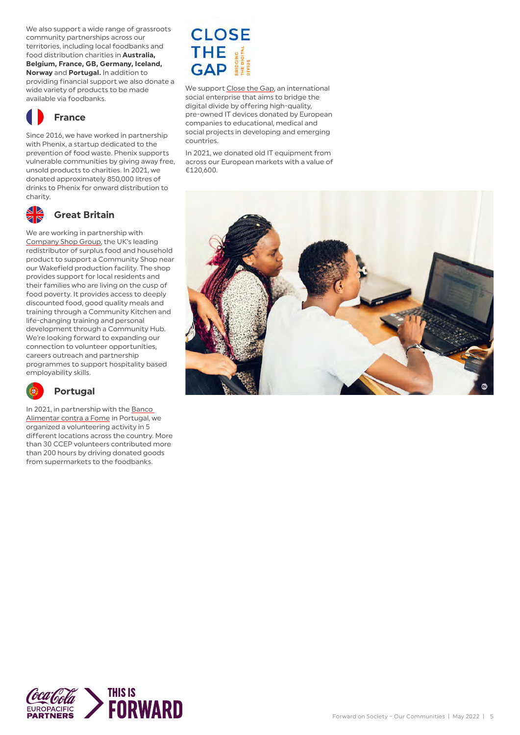We also support a wide range of grassroots community partnerships across our territories, including local foodbanks and food distribution charities in **Australia, Belgium, France, GB, Germany, Iceland, Norway** and **Portugal.** In addition to providing financial support we also donate a wide variety of products to be made available via foodbanks.

## France

Since 2016, we have worked in partnership with Phenix, a startup dedicated to the prevention of food waste. Phenix supports vulnerable communities by giving away free, unsold products to charities. In 2021, we donated approximately 850,000 litres of drinks to Phenix for onward distribution to charity.

## Great Britain

We are working in partnership with Company Shop Group, the UK's leading redistributor of surplus food and household product to support a Community Shop near our Wakefield production facility. The shop provides support for local residents and their families who are living on the cusp of food poverty. It provides access to deeply discounted food, good quality meals and training through a Community Kitchen and life-changing training and personal development through a Community Hub. We're looking forward to expanding our connection to volunteer opportunities, careers outreach and partnership programmes to support hospitality based employability skills.

## Portugal

In 2021, in partnership with the Banco Alimentar contra a Fome in Portugal, we organized a volunteering activity in 5 different locations across the country. More than 30 CCEP volunteers contributed more than 200 hours by driving donated goods from supermarkets to the foodbanks.

CLOSE THE GAP BRIDGING THE DIGITAL DIVIDE

We support Close the Gap, an international social enterprise that aims to bridge the digital divide by offering high-quality, pre-owned IT devices donated by European companies to educational, medical and social projects in developing and emerging countries.

In 2021, we donated old IT equipment from across our European markets with a value of €120,600.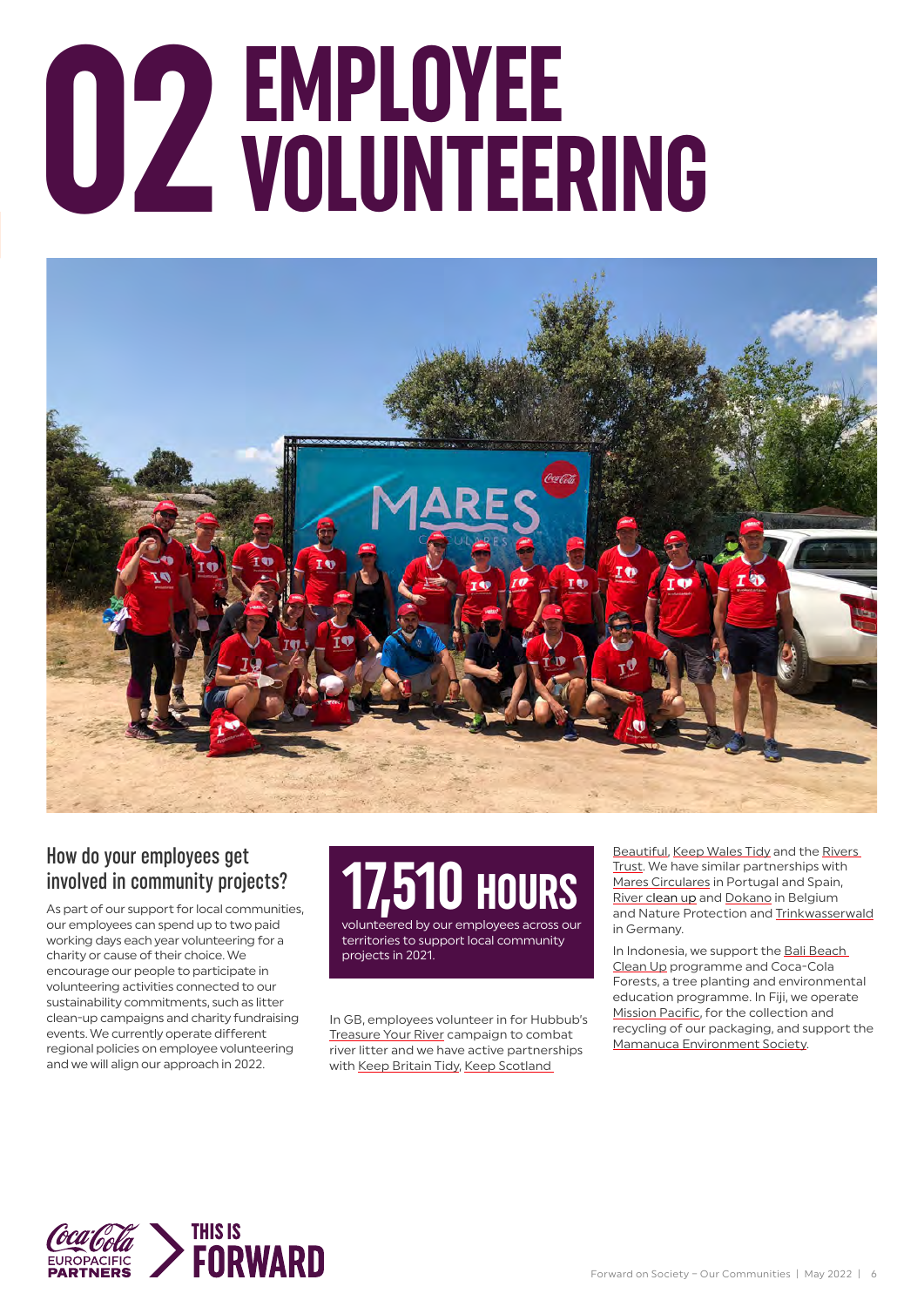# 02 EMPLOYEE VOLUNTEERING

## How do your employees get involved in community projects?

As part of our support for local communities, our employees can spend up to two paid working days each year volunteering for a charity or cause of their choice. We encourage our people to participate in volunteering activities connected to our sustainability commitments, such as litter clean-up campaigns and charity fundraising events. We currently operate different regional policies on employee volunteering and we will align our approach in 2022.

**17,510 HOURS**

volunteered by our employees across our territories to support local community projects in 2021.

In GB, employees volunteer in for Hubbub's Treasure Your River campaign to combat river litter and we have active partnerships with Keep Britain Tidy, Keep Scotland Beautiful, Keep Wales Tidy and the Rivers Trust. We have similar partnerships with Mares Circulares in Portugal and Spain, River clean up and Dokano in Belgium and Nature Protection and Trinkwasserwald in Germany.

In Indonesia, we support the Bali Beach Clean Up programme and Coca-Cola Forests, a tree planting and environmental education programme. In Fiji, we operate Mission Pacific, for the collection and recycling of our packaging, and support the Mamanuca Environment Society.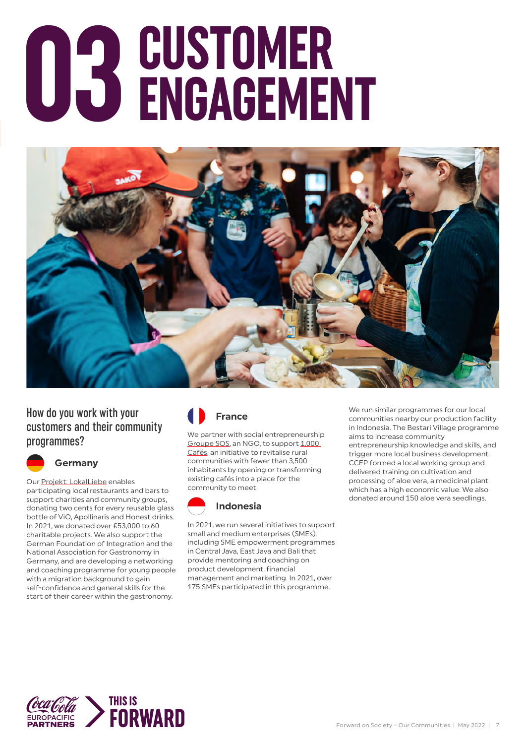# 03 CUSTOMER ENGAGEMENT

## How do you work with your customers and their community programmes?

### Germany

Our Projekt: LokalLiebe enables participating local restaurants and bars to support charities and community groups, donating two cents for every reusable glass bottle of ViO, Apollinaris and Honest drinks. In 2021, we donated over €53,000 to 60 charitable projects. We also support the German Foundation of Integration and the National Association for Gastronomy in Germany, and are developing a networking and coaching programme for young people with a migration background to gain self-confidence and general skills for the start of their career within the gastronomy.

### France

We partner with social entrepreneurship Groupe SOS, an NGO, to support 1,000 Cafés, an initiative to revitalise rural communities with fewer than 3,500 inhabitants by opening or transforming existing cafés into a place for the community to meet.

### Indonesia

In 2021, we run several initiatives to support small and medium enterprises (SMEs), including SME empowerment programmes in Central Java, East Java and Bali that provide mentoring and coaching on product development, financial management and marketing. In 2021, over 175 SMEs participated in this programme.

We run similar programmes for our local communities nearby our production facility in Indonesia. The Bestari Village programme aims to increase community entrepreneurship knowledge and skills, and trigger more local business development. CCEP formed a local working group and delivered training on cultivation and processing of aloe vera, a medicinal plant which has a high economic value. We also donated around 150 aloe vera seedlings.